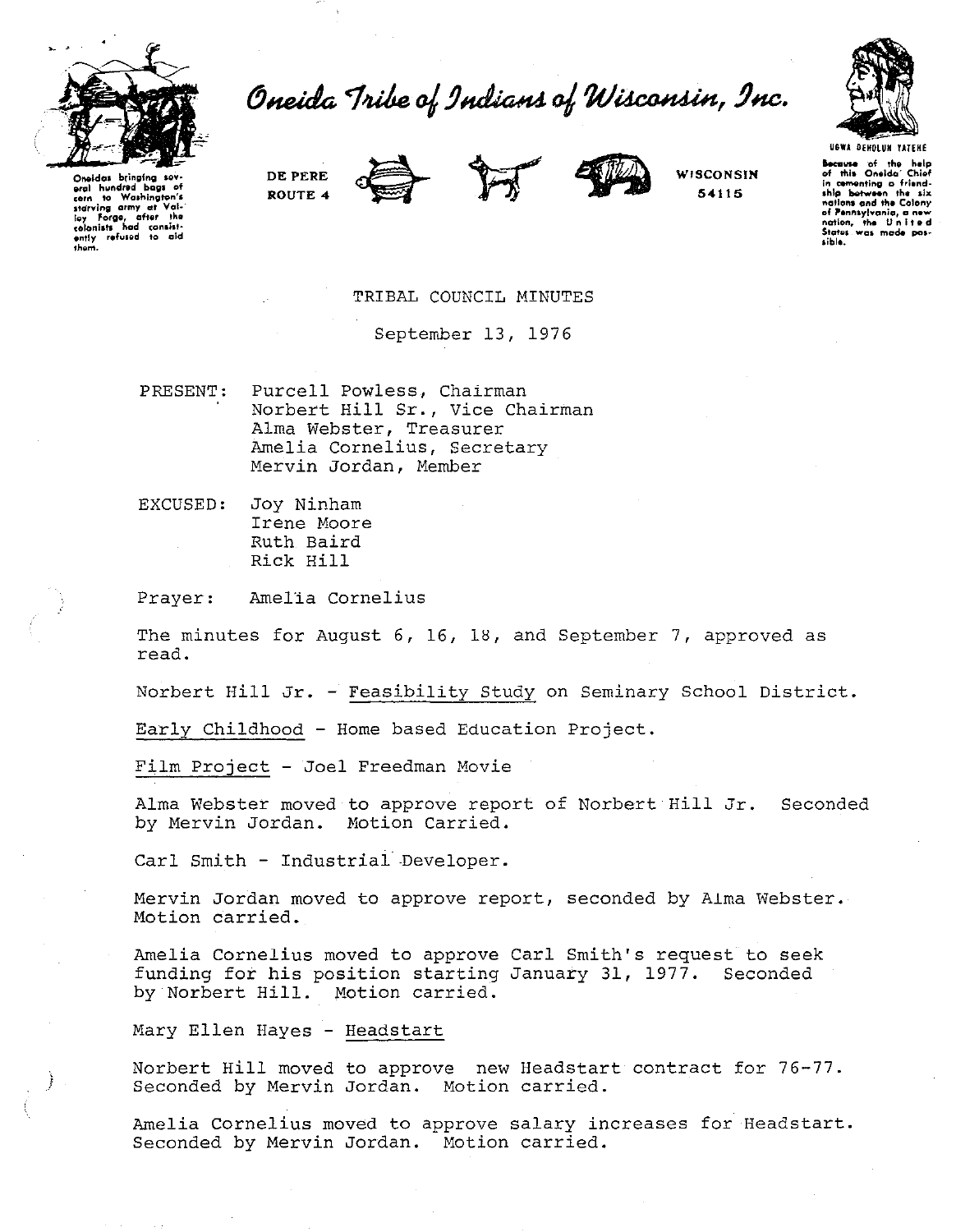# Oneida Tribe of Indians of Wisconsin, Inc.

Oneidas bringing several hundred bags of corn to Washington's starving army at Valley Forge, after the colonists had consistently refused to aid them.

DE PERE ROUTE 4 WISCONSIN 54115

UGWA DEHOLUN YATEHE

Because of the help of this Oneida Chief in cementing a friendship between the six nations and the Colony of Pennsylvania, a new nation, the United States was made possible.

## TRIBAL COUNCIL MINUTES

September 13, 1976

PRESENT: Purcell Powless, Chairman
Norbert Hill Sr., Vice Chairman
Alma Webster, Treasurer
Amelia Cornelius, Secretary
Mervin Jordan, Member

EXCUSED: Joy Ninham
Irene Moore
Ruth Baird
Rick Hill

Prayer: Amelia Cornelius

The minutes for August 6, 16, 18, and September 7, approved as read.

Norbert Hill Jr. - Feasibility Study on Seminary School District.

Early Childhood - Home based Education Project.

Film Project - Joel Freedman Movie

Alma Webster moved to approve report of Norbert Hill Jr. Seconded by Mervin Jordan. Motion Carried.

Carl Smith - Industrial Developer.

Mervin Jordan moved to approve report, seconded by Alma Webster. Motion carried.

Amelia Cornelius moved to approve Carl Smith's request to seek funding for his position starting January 31, 1977. Seconded by Norbert Hill. Motion carried.

Mary Ellen Hayes - Headstart

Norbert Hill moved to approve new Headstart contract for 76-77. Seconded by Mervin Jordan. Motion carried.

Amelia Cornelius moved to approve salary increases for Headstart. Seconded by Mervin Jordan. Motion carried.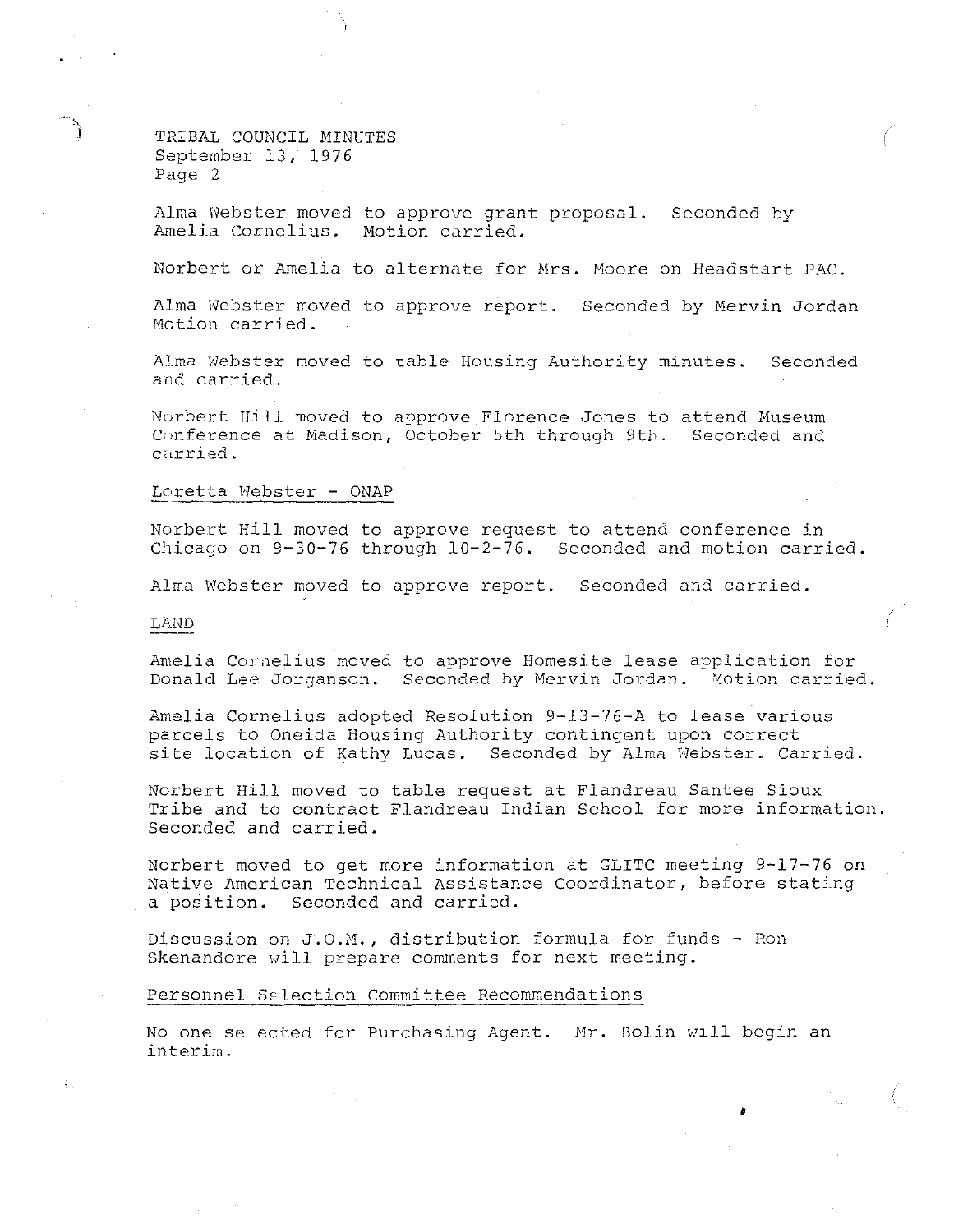TRIBAL COUNCIL MINUTES
September 13, 1976

Alma Webster moved to approve grant proposal. Seconded by Amelia Cornelius. Motion carried.

Norbert or Amelia to alternate for Mrs. Moore on Headstart PAC.

Alma Webster moved to approve report. Seconded by Mervin Jordan Motion carried.

Alma Webster moved to table Housing Authority minutes. Seconded and carried.

Norbert Hill moved to approve Florence Jones to attend Museum Conference at Madison, October 5th through 9th. Seconded and carried.

Loretta Webster - ONAP

Norbert Hill moved to approve request to attend conference in Chicago on 9-30-76 through 10-2-76. Seconded and motion carried.

Alma Webster moved to approve report. Seconded and carried.

LAND

Amelia Cornelius moved to approve Homesite lease application for Donald Lee Jorganson. Seconded by Mervin Jordan. Motion carried.

Amelia Cornelius adopted Resolution 9-13-76-A to lease various parcels to Oneida Housing Authority contingent upon correct site location of Kathy Lucas. Seconded by Alma Webster. Carried.

Norbert Hill moved to table request at Flandreau Santee Sioux Tribe and to contract Flandreau Indian School for more information. Seconded and carried.

Norbert moved to get more information at GLITC meeting 9-17-76 on Native American Technical Assistance Coordinator, before stating a position. Seconded and carried.

Discussion on J.O.M., distribution formula for funds - Ron Skenandore will prepare comments for next meeting.

Personnel Selection Committee Recommendations

No one selected for Purchasing Agent. Mr. Bolin will begin an interim.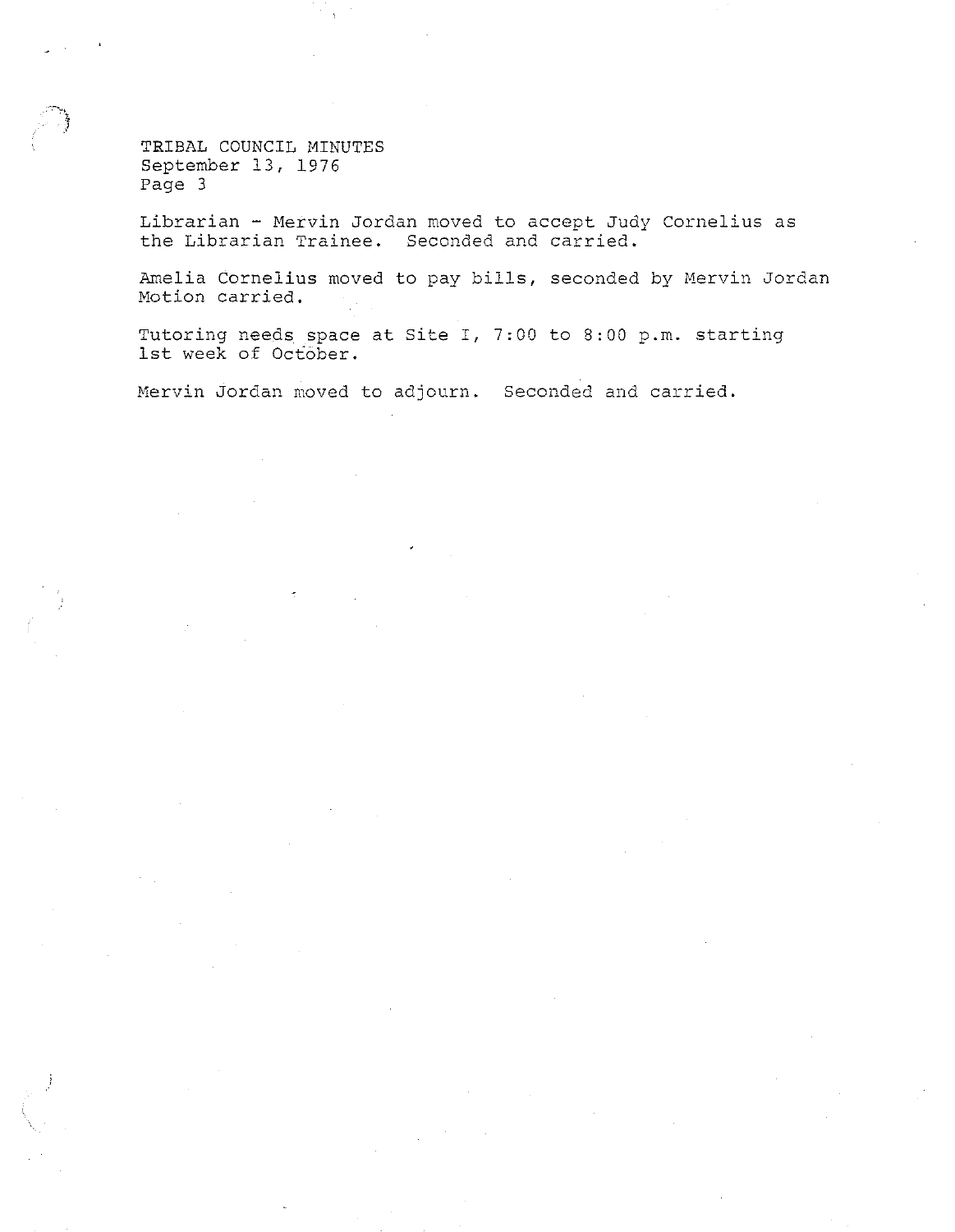Librarian - Mervin Jordan moved to accept Judy Cornelius as the Librarian Trainee. Seconded and carried.

Amelia Cornelius moved to pay bills, seconded by Mervin Jordan Motion carried.

Tutoring needs space at Site I, 7:00 to 8:00 p.m. starting 1st week of October.

Mervin Jordan moved to adjourn. Seconded and carried.